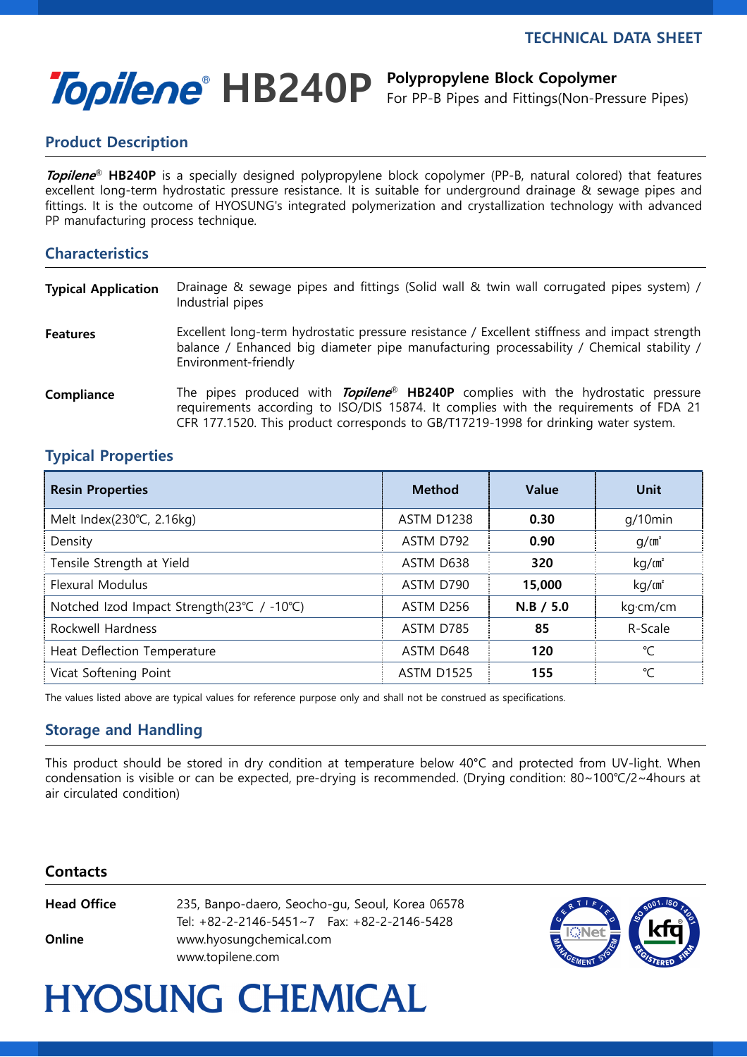TECHNICAL DATA SHEET

# *Topilene*® HB240P

**Polypropylene Block Copolymer**
For PP-B Pipes and Fittings(Non-Pressure Pipes)

## Product Description

***Topilene***® **HB240P** is a specially designed polypropylene block copolymer (PP-B, natural colored) that features excellent long-term hydrostatic pressure resistance. It is suitable for underground drainage & sewage pipes and fittings. It is the outcome of HYOSUNG's integrated polymerization and crystallization technology with advanced PP manufacturing process technique.

## Characteristics

**Typical Application**
Drainage & sewage pipes and fittings (Solid wall & twin wall corrugated pipes system) / Industrial pipes

**Features**
Excellent long-term hydrostatic pressure resistance / Excellent stiffness and impact strength balance / Enhanced big diameter pipe manufacturing processability / Chemical stability / Environment-friendly

**Compliance**
The pipes produced with ***Topilene***® **HB240P** complies with the hydrostatic pressure requirements according to ISO/DIS 15874. It complies with the requirements of FDA 21 CFR 177.1520. This product corresponds to GB/T17219-1998 for drinking water system.

## Typical Properties

| Resin Properties | Method | Value | Unit |
|---|---|---|---|
| Melt Index(230℃, 2.16kg) | ASTM D1238 | **0.30** | g/10min |
| Density | ASTM D792 | **0.90** | g/㎤ |
| Tensile Strength at Yield | ASTM D638 | **320** | kg/㎠ |
| Flexural Modulus | ASTM D790 | **15,000** | kg/㎠ |
| Notched Izod Impact Strength(23℃ / -10℃) | ASTM D256 | **N.B / 5.0** | kg·cm/cm |
| Rockwell Hardness | ASTM D785 | **85** | R-Scale |
| Heat Deflection Temperature | ASTM D648 | **120** | ℃ |
| Vicat Softening Point | ASTM D1525 | **155** | ℃ |

The values listed above are typical values for reference purpose only and shall not be construed as specifications.

## Storage and Handling

This product should be stored in dry condition at temperature below 40°C and protected from UV-light. When condensation is visible or can be expected, pre-drying is recommended. (Drying condition: 80~100℃/2~4hours at air circulated condition)

## Contacts

**Head Office**
235, Banpo-daero, Seocho-gu, Seoul, Korea 06578
Tel: +82-2-2146-5451~7  Fax: +82-2-2146-5428

**Online**
www.hyosungchemical.com
www.topilene.com

HYOSUNG CHEMICAL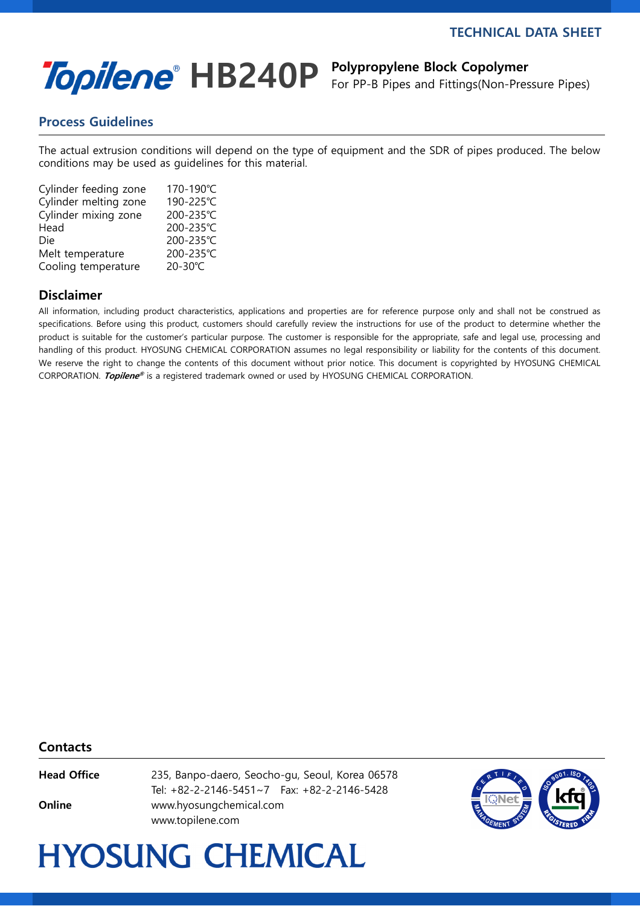TECHNICAL DATA SHEET

# Topilene® HB240P

**Polypropylene Block Copolymer**
For PP-B Pipes and Fittings(Non-Pressure Pipes)

## Process Guidelines

The actual extrusion conditions will depend on the type of equipment and the SDR of pipes produced. The below conditions may be used as guidelines for this material.

| | |
|---|---|
| Cylinder feeding zone | 170-190℃ |
| Cylinder melting zone | 190-225℃ |
| Cylinder mixing zone | 200-235℃ |
| Head | 200-235℃ |
| Die | 200-235℃ |
| Melt temperature | 200-235℃ |
| Cooling temperature | 20-30℃ |

## Disclaimer

All information, including product characteristics, applications and properties are for reference purpose only and shall not be construed as specifications. Before using this product, customers should carefully review the instructions for use of the product to determine whether the product is suitable for the customer's particular purpose. The customer is responsible for the appropriate, safe and legal use, processing and handling of this product. HYOSUNG CHEMICAL CORPORATION assumes no legal responsibility or liability for the contents of this document. We reserve the right to change the contents of this document without prior notice. This document is copyrighted by HYOSUNG CHEMICAL CORPORATION. ***Topilene®*** is a registered trademark owned or used by HYOSUNG CHEMICAL CORPORATION.

## Contacts

**Head Office** 235, Banpo-daero, Seocho-gu, Seoul, Korea 06578
Tel: +82-2-2146-5451~7 Fax: +82-2-2146-5428

**Online** www.hyosungchemical.com
www.topilene.com

HYOSUNG CHEMICAL